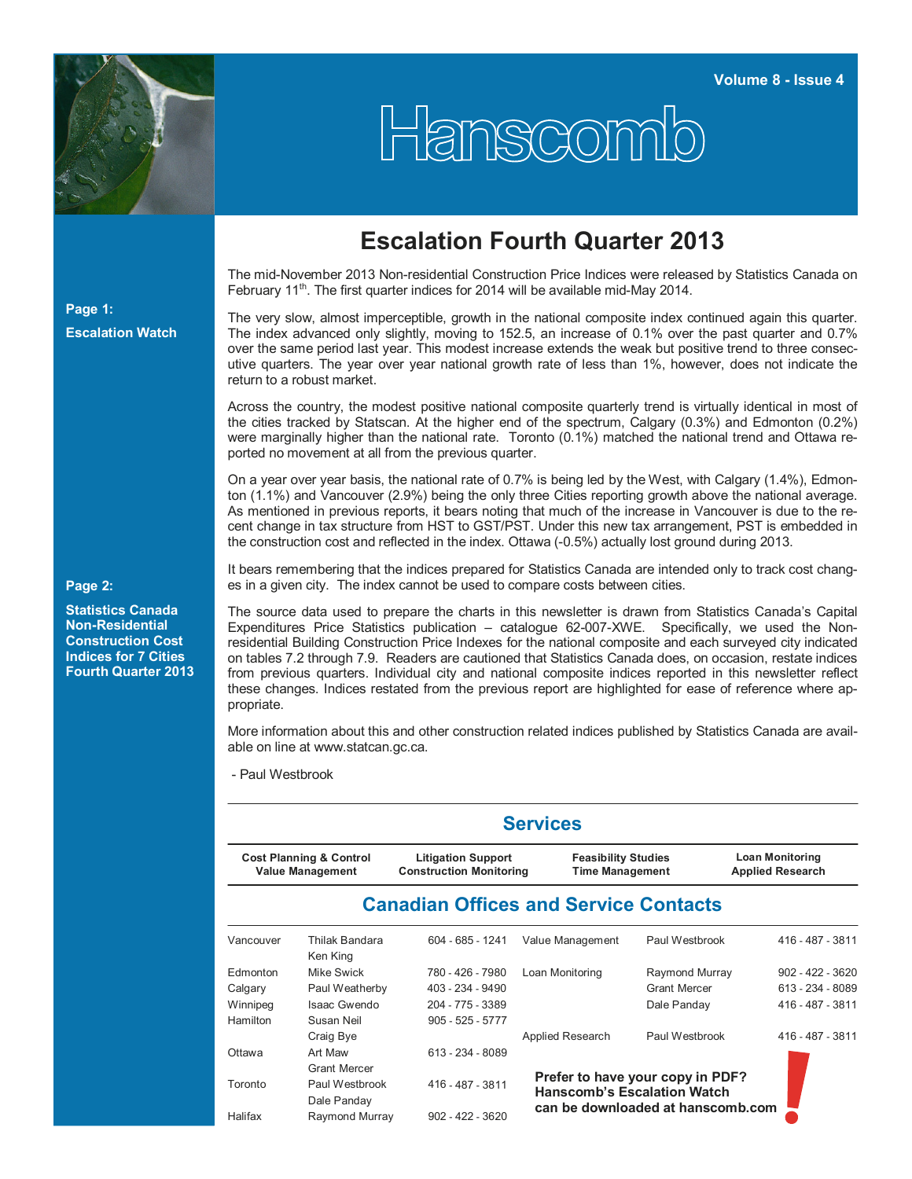# Hanscomb

**Page 1:**

**Escalation Watch**

**Page 2:**

**Statistics Canada Non-Residential Construction Cost Indices for 7 Cities Fourth Quarter 2013**

## Escalation Fourth Quarter 2013

The mid-November 2013 Non-residential Construction Price Indices were released by Statistics Canada on February 11th. The first quarter indices for 2014 will be available mid-May 2014.

The very slow, almost imperceptible, growth in the national composite index continued again this quarter. The index advanced only slightly, moving to 152.5, an increase of 0.1% over the past quarter and 0.7% over the same period last year. This modest increase extends the weak but positive trend to three consecutive quarters. The year over year national growth rate of less than 1%, however, does not indicate the return to a robust market.

Across the country, the modest positive national composite quarterly trend is virtually identical in most of the cities tracked by Statscan. At the higher end of the spectrum, Calgary (0.3%) and Edmonton (0.2%) were marginally higher than the national rate. Toronto (0.1%) matched the national trend and Ottawa reported no movement at all from the previous quarter.

On a year over year basis, the national rate of 0.7% is being led by the West, with Calgary (1.4%), Edmonton (1.1%) and Vancouver (2.9%) being the only three Cities reporting growth above the national average. As mentioned in previous reports, it bears noting that much of the increase in Vancouver is due to the recent change in tax structure from HST to GST/PST. Under this new tax arrangement, PST is embedded in the construction cost and reflected in the index. Ottawa (-0.5%) actually lost ground during 2013.

It bears remembering that the indices prepared for Statistics Canada are intended only to track cost changes in a given city. The index cannot be used to compare costs between cities.

The source data used to prepare the charts in this newsletter is drawn from Statistics Canada's Capital Expenditures Price Statistics publication – catalogue 62-007-XWE. Specifically, we used the Non-residential Building Construction Price Indexes for the national composite and each surveyed city indicated on tables 7.2 through 7.9. Readers are cautioned that Statistics Canada does, on occasion, restate indices from previous quarters. Individual city and national composite indices reported in this newsletter reflect these changes. Indices restated from the previous report are highlighted for ease of reference where appropriate.

More information about this and other construction related indices published by Statistics Canada are available on line at www.statcan.gc.ca.

- Paul Westbrook

## Services

| Cost Planning & Control<br>Value Management | Litigation Support<br>Construction Monitoring | Feasibility Studies<br>Time Management | Loan Monitoring<br>Applied Research |
|---|---|---|---|

## Canadian Offices and Service Contacts

| City | Contact | Phone |
|---|---|---|
| Vancouver | Thilak Bandara<br>Ken King | 604 - 685 - 1241 |
| Edmonton | Mike Swick | 780 - 426 - 7980 |
| Calgary | Paul Weatherby | 403 - 234 - 9490 |
| Winnipeg | Isaac Gwendo | 204 - 775 - 3389 |
| Hamilton | Susan Neil<br>Craig Bye | 905 - 525 - 5777 |
| Ottawa | Art Maw<br>Grant Mercer | 613 - 234 - 8089 |
| Toronto | Paul Westbrook<br>Dale Panday | 416 - 487 - 3811 |
| Halifax | Raymond Murray | 902 - 422 - 3620 |

| Service | Contact | Phone |
|---|---|---|
| Value Management | Paul Westbrook | 416 - 487 - 3811 |
| Loan Monitoring | Raymond Murray | 902 - 422 - 3620 |
| | Grant Mercer | 613 - 234 - 8089 |
| | Dale Panday | 416 - 487 - 3811 |
| Applied Research | Paul Westbrook | 416 - 487 - 3811 |

**Prefer to have your copy in PDF? Hanscomb's Escalation Watch can be downloaded at hanscomb.com**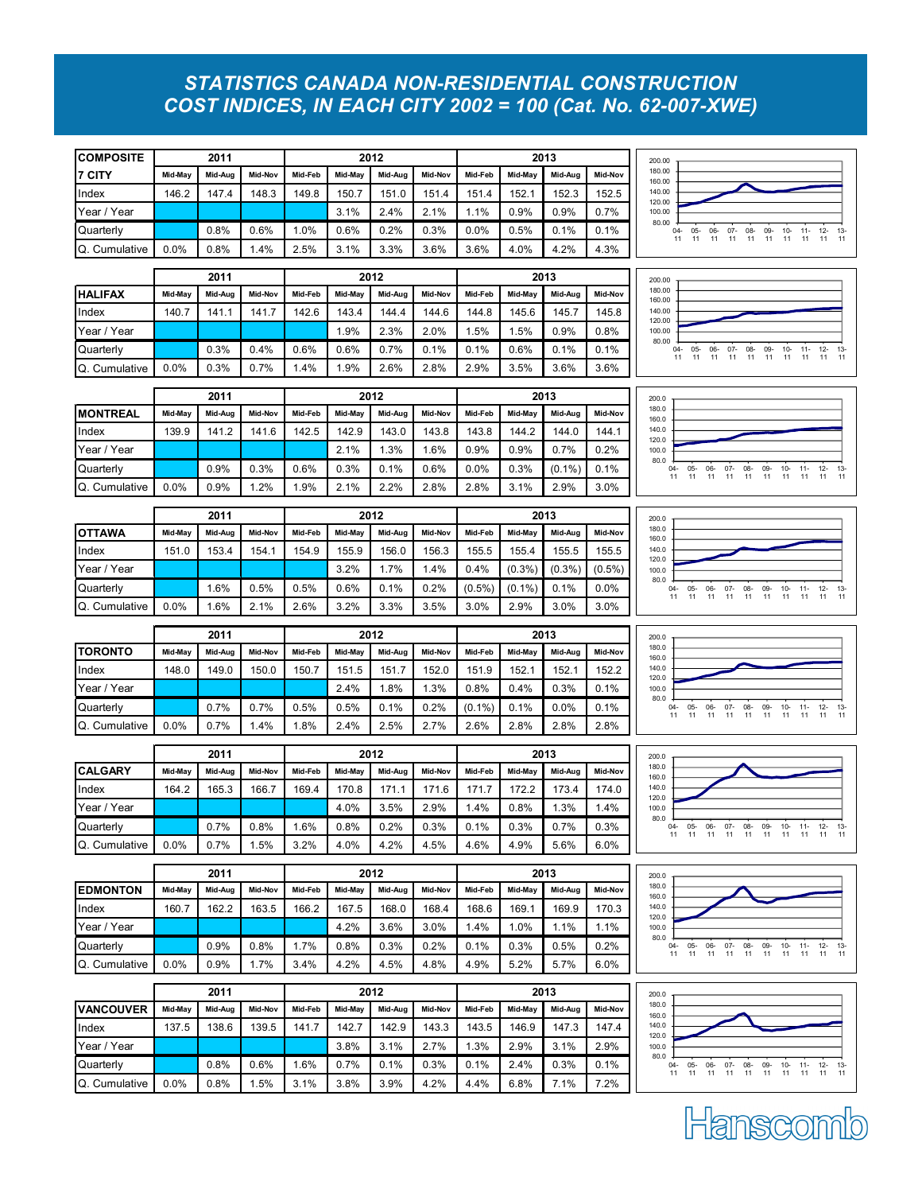# STATISTICS CANADA NON-RESIDENTIAL CONSTRUCTION COST INDICES, IN EACH CITY 2002 = 100 (Cat. No. 62-007-XWE)

| COMPOSITE | 2011 | | | 2012 | | | | 2013 | | | |
|---|---|---|---|---|---|---|---|---|---|---|---|
| 7 CITY | Mid-May | Mid-Aug | Mid-Nov | Mid-Feb | Mid-May | Mid-Aug | Mid-Nov | Mid-Feb | Mid-May | Mid-Aug | Mid-Nov |
| Index | 146.2 | 147.4 | 148.3 | 149.8 | 150.7 | 151.0 | 151.4 | 151.4 | 152.1 | 152.3 | 152.5 |
| Year / Year | | | | | 3.1% | 2.4% | 2.1% | 1.1% | 0.9% | 0.9% | 0.7% |
| Quarterly | | 0.8% | 0.6% | 1.0% | 0.6% | 0.2% | 0.3% | 0.0% | 0.5% | 0.1% | 0.1% |
| Q. Cumulative | 0.0% | 0.8% | 1.4% | 2.5% | 3.1% | 3.3% | 3.6% | 3.6% | 4.0% | 4.2% | 4.3% |

200.00
180.00
160.00
140.00
120.00
100.00
80.00
04-11 05-11 06-11 07-11 08-11 09-11 10-11 11-11 12-11 13-11

| | 2011 | | | 2012 | | | | 2013 | | | |
|---|---|---|---|---|---|---|---|---|---|---|---|
| HALIFAX | Mid-May | Mid-Aug | Mid-Nov | Mid-Feb | Mid-May | Mid-Aug | Mid-Nov | Mid-Feb | Mid-May | Mid-Aug | Mid-Nov |
| Index | 140.7 | 141.1 | 141.7 | 142.6 | 143.4 | 144.4 | 144.6 | 144.8 | 145.6 | 145.7 | 145.8 |
| Year / Year | | | | | 1.9% | 2.3% | 2.0% | 1.5% | 1.5% | 0.9% | 0.8% |
| Quarterly | | 0.3% | 0.4% | 0.6% | 0.6% | 0.7% | 0.1% | 0.1% | 0.6% | 0.1% | 0.1% |
| Q. Cumulative | 0.0% | 0.3% | 0.7% | 1.4% | 1.9% | 2.6% | 2.8% | 2.9% | 3.5% | 3.6% | 3.6% |

200.00
180.00
160.00
140.00
120.00
100.00
80.00
04-11 05-11 06-11 07-11 08-11 09-11 10-11 11-11 12-11 13-11

| | 2011 | | | 2012 | | | | 2013 | | | |
|---|---|---|---|---|---|---|---|---|---|---|---|
| MONTREAL | Mid-May | Mid-Aug | Mid-Nov | Mid-Feb | Mid-May | Mid-Aug | Mid-Nov | Mid-Feb | Mid-May | Mid-Aug | Mid-Nov |
| Index | 139.9 | 141.2 | 141.6 | 142.5 | 142.9 | 143.0 | 143.8 | 143.8 | 144.2 | 144.0 | 144.1 |
| Year / Year | | | | | 2.1% | 1.3% | 1.6% | 0.9% | 0.9% | 0.7% | 0.2% |
| Quarterly | | 0.9% | 0.3% | 0.6% | 0.3% | 0.1% | 0.6% | 0.0% | 0.3% | (0.1%) | 0.1% |
| Q. Cumulative | 0.0% | 0.9% | 1.2% | 1.9% | 2.1% | 2.2% | 2.8% | 2.8% | 3.1% | 2.9% | 3.0% |

200.0
180.0
160.0
140.0
120.0
100.0
80.0
04-11 05-11 06-11 07-11 08-11 09-11 10-11 11-11 12-11 13-11

| | 2011 | | | 2012 | | | | 2013 | | | |
|---|---|---|---|---|---|---|---|---|---|---|---|
| OTTAWA | Mid-May | Mid-Aug | Mid-Nov | Mid-Feb | Mid-May | Mid-Aug | Mid-Nov | Mid-Feb | Mid-May | Mid-Aug | Mid-Nov |
| Index | 151.0 | 153.4 | 154.1 | 154.9 | 155.9 | 156.0 | 156.3 | 155.5 | 155.4 | 155.5 | 155.5 |
| Year / Year | | | | | 3.2% | 1.7% | 1.4% | 0.4% | (0.3%) | (0.3%) | (0.5%) |
| Quarterly | | 1.6% | 0.5% | 0.5% | 0.6% | 0.1% | 0.2% | (0.5%) | (0.1%) | 0.1% | 0.0% |
| Q. Cumulative | 0.0% | 1.6% | 2.1% | 2.6% | 3.2% | 3.3% | 3.5% | 3.0% | 2.9% | 3.0% | 3.0% |

200.0
180.0
160.0
140.0
120.0
100.0
80.0
04-11 05-11 06-11 07-11 08-11 09-11 10-11 11-11 12-11 13-11

| | 2011 | | | 2012 | | | | 2013 | | | |
|---|---|---|---|---|---|---|---|---|---|---|---|
| TORONTO | Mid-May | Mid-Aug | Mid-Nov | Mid-Feb | Mid-May | Mid-Aug | Mid-Nov | Mid-Feb | Mid-May | Mid-Aug | Mid-Nov |
| Index | 148.0 | 149.0 | 150.0 | 150.7 | 151.5 | 151.7 | 152.0 | 151.9 | 152.1 | 152.1 | 152.2 |
| Year / Year | | | | | 2.4% | 1.8% | 1.3% | 0.8% | 0.4% | 0.3% | 0.1% |
| Quarterly | | 0.7% | 0.7% | 0.5% | 0.5% | 0.1% | 0.2% | (0.1%) | 0.1% | 0.0% | 0.1% |
| Q. Cumulative | 0.0% | 0.7% | 1.4% | 1.8% | 2.4% | 2.5% | 2.7% | 2.6% | 2.8% | 2.8% | 2.8% |

200.0
180.0
160.0
140.0
120.0
100.0
80.0
04-11 05-11 06-11 07-11 08-11 09-11 10-11 11-11 12-11 13-11

| | 2011 | | | 2012 | | | | 2013 | | | |
|---|---|---|---|---|---|---|---|---|---|---|---|
| CALGARY | Mid-May | Mid-Aug | Mid-Nov | Mid-Feb | Mid-May | Mid-Aug | Mid-Nov | Mid-Feb | Mid-May | Mid-Aug | Mid-Nov |
| Index | 164.2 | 165.3 | 166.7 | 169.4 | 170.8 | 171.1 | 171.6 | 171.7 | 172.2 | 173.4 | 174.0 |
| Year / Year | | | | | 4.0% | 3.5% | 2.9% | 1.4% | 0.8% | 1.3% | 1.4% |
| Quarterly | | 0.7% | 0.8% | 1.6% | 0.8% | 0.2% | 0.3% | 0.1% | 0.3% | 0.7% | 0.3% |
| Q. Cumulative | 0.0% | 0.7% | 1.5% | 3.2% | 4.0% | 4.2% | 4.5% | 4.6% | 4.9% | 5.6% | 6.0% |

200.0
180.0
160.0
140.0
120.0
100.0
80.0
04-11 05-11 06-11 07-11 08-11 09-11 10-11 11-11 12-11 13-11

| | 2011 | | | 2012 | | | | 2013 | | | |
|---|---|---|---|---|---|---|---|---|---|---|---|
| EDMONTON | Mid-May | Mid-Aug | Mid-Nov | Mid-Feb | Mid-May | Mid-Aug | Mid-Nov | Mid-Feb | Mid-May | Mid-Aug | Mid-Nov |
| Index | 160.7 | 162.2 | 163.5 | 166.2 | 167.5 | 168.0 | 168.4 | 168.6 | 169.1 | 169.9 | 170.3 |
| Year / Year | | | | | 4.2% | 3.6% | 3.0% | 1.4% | 1.0% | 1.1% | 1.1% |
| Quarterly | | 0.9% | 0.8% | 1.7% | 0.8% | 0.3% | 0.2% | 0.1% | 0.3% | 0.5% | 0.2% |
| Q. Cumulative | 0.0% | 0.9% | 1.7% | 3.4% | 4.2% | 4.5% | 4.8% | 4.9% | 5.2% | 5.7% | 6.0% |

200.0
180.0
160.0
140.0
120.0
100.0
80.0
04-11 05-11 06-11 07-11 08-11 09-11 10-11 11-11 12-11 13-11

| | 2011 | | | 2012 | | | | 2013 | | | |
|---|---|---|---|---|---|---|---|---|---|---|---|
| VANCOUVER | Mid-May | Mid-Aug | Mid-Nov | Mid-Feb | Mid-May | Mid-Aug | Mid-Nov | Mid-Feb | Mid-May | Mid-Aug | Mid-Nov |
| Index | 137.5 | 138.6 | 139.5 | 141.7 | 142.7 | 142.9 | 143.3 | 143.5 | 146.9 | 147.3 | 147.4 |
| Year / Year | | | | | 3.8% | 3.1% | 2.7% | 1.3% | 2.9% | 3.1% | 2.9% |
| Quarterly | | 0.8% | 0.6% | 1.6% | 0.7% | 0.1% | 0.3% | 0.1% | 2.4% | 0.3% | 0.1% |
| Q. Cumulative | 0.0% | 0.8% | 1.5% | 3.1% | 3.8% | 3.9% | 4.2% | 4.4% | 6.8% | 7.1% | 7.2% |

200.0
180.0
160.0
140.0
120.0
100.0
80.0
04-11 05-11 06-11 07-11 08-11 09-11 10-11 11-11 12-11 13-11

Hanscomb